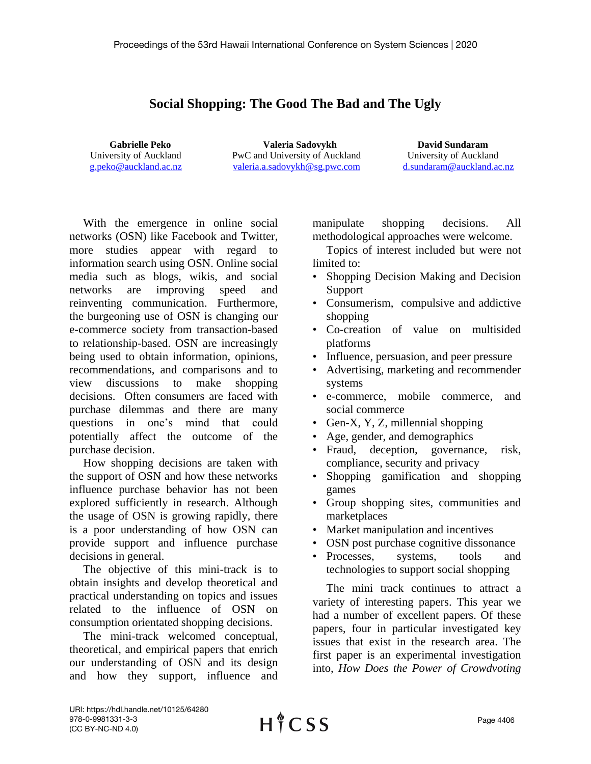# Social Shopping: The Good The Bad and The Ugly

**Gabrielle Peko**
University of Auckland
g.peko@auckland.ac.nz

**Valeria Sadovykh**
PwC and University of Auckland
valeria.a.sadovykh@sg.pwc.com

**David Sundaram**
University of Auckland
d.sundaram@auckland.ac.nz

With the emergence in online social networks (OSN) like Facebook and Twitter, more studies appear with regard to information search using OSN. Online social media such as blogs, wikis, and social networks are improving speed and reinventing communication. Furthermore, the burgeoning use of OSN is changing our e-commerce society from transaction-based to relationship-based. OSN are increasingly being used to obtain information, opinions, recommendations, and comparisons and to view discussions to make shopping decisions. Often consumers are faced with purchase dilemmas and there are many questions in one's mind that could potentially affect the outcome of the purchase decision.

How shopping decisions are taken with the support of OSN and how these networks influence purchase behavior has not been explored sufficiently in research. Although the usage of OSN is growing rapidly, there is a poor understanding of how OSN can provide support and influence purchase decisions in general.

The objective of this mini-track is to obtain insights and develop theoretical and practical understanding on topics and issues related to the influence of OSN on consumption orientated shopping decisions.

The mini-track welcomed conceptual, theoretical, and empirical papers that enrich our understanding of OSN and its design and how they support, influence and manipulate shopping decisions. All methodological approaches were welcome.

Topics of interest included but were not limited to:

- Shopping Decision Making and Decision Support
- Consumerism, compulsive and addictive shopping
- Co-creation of value on multisided platforms
- Influence, persuasion, and peer pressure
- Advertising, marketing and recommender systems
- e-commerce, mobile commerce, and social commerce
- Gen-X, Y, Z, millennial shopping
- Age, gender, and demographics
- Fraud, deception, governance, risk, compliance, security and privacy
- Shopping gamification and shopping games
- Group shopping sites, communities and marketplaces
- Market manipulation and incentives
- OSN post purchase cognitive dissonance
- Processes, systems, tools and technologies to support social shopping

The mini track continues to attract a variety of interesting papers. This year we had a number of excellent papers. Of these papers, four in particular investigated key issues that exist in the research area. The first paper is an experimental investigation into, *How Does the Power of Crowdvoting*

URI: https://hdl.handle.net/10125/64280
978-0-9981331-3-3
(CC BY-NC-ND 4.0)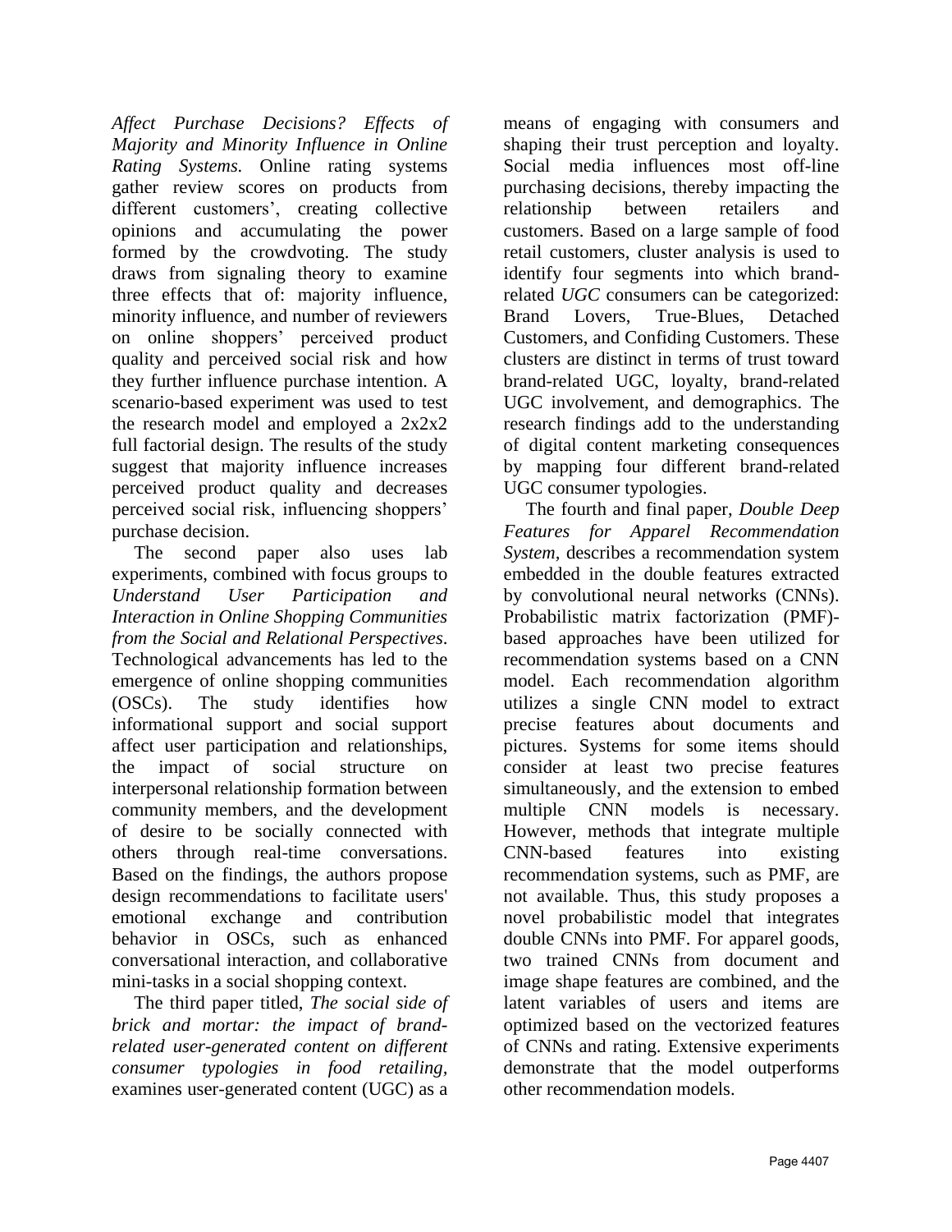*Affect Purchase Decisions? Effects of Majority and Minority Influence in Online Rating Systems.* Online rating systems gather review scores on products from different customers', creating collective opinions and accumulating the power formed by the crowdvoting. The study draws from signaling theory to examine three effects that of: majority influence, minority influence, and number of reviewers on online shoppers' perceived product quality and perceived social risk and how they further influence purchase intention. A scenario-based experiment was used to test the research model and employed a 2x2x2 full factorial design. The results of the study suggest that majority influence increases perceived product quality and decreases perceived social risk, influencing shoppers' purchase decision.

The second paper also uses lab experiments, combined with focus groups to *Understand User Participation and Interaction in Online Shopping Communities from the Social and Relational Perspectives*. Technological advancements has led to the emergence of online shopping communities (OSCs). The study identifies how informational support and social support affect user participation and relationships, the impact of social structure on interpersonal relationship formation between community members, and the development of desire to be socially connected with others through real-time conversations. Based on the findings, the authors propose design recommendations to facilitate users' emotional exchange and contribution behavior in OSCs, such as enhanced conversational interaction, and collaborative mini-tasks in a social shopping context.

The third paper titled, *The social side of brick and mortar: the impact of brand-related user-generated content on different consumer typologies in food retailing,* examines user-generated content (UGC) as a means of engaging with consumers and shaping their trust perception and loyalty. Social media influences most off-line purchasing decisions, thereby impacting the relationship between retailers and customers. Based on a large sample of food retail customers, cluster analysis is used to identify four segments into which brand-related *UGC* consumers can be categorized: Brand Lovers, True-Blues, Detached Customers, and Confiding Customers. These clusters are distinct in terms of trust toward brand-related UGC, loyalty, brand-related UGC involvement, and demographics. The research findings add to the understanding of digital content marketing consequences by mapping four different brand-related UGC consumer typologies.

The fourth and final paper, *Double Deep Features for Apparel Recommendation System,* describes a recommendation system embedded in the double features extracted by convolutional neural networks (CNNs). Probabilistic matrix factorization (PMF)-based approaches have been utilized for recommendation systems based on a CNN model. Each recommendation algorithm utilizes a single CNN model to extract precise features about documents and pictures. Systems for some items should consider at least two precise features simultaneously, and the extension to embed multiple CNN models is necessary. However, methods that integrate multiple CNN-based features into existing recommendation systems, such as PMF, are not available. Thus, this study proposes a novel probabilistic model that integrates double CNNs into PMF. For apparel goods, two trained CNNs from document and image shape features are combined, and the latent variables of users and items are optimized based on the vectorized features of CNNs and rating. Extensive experiments demonstrate that the model outperforms other recommendation models.